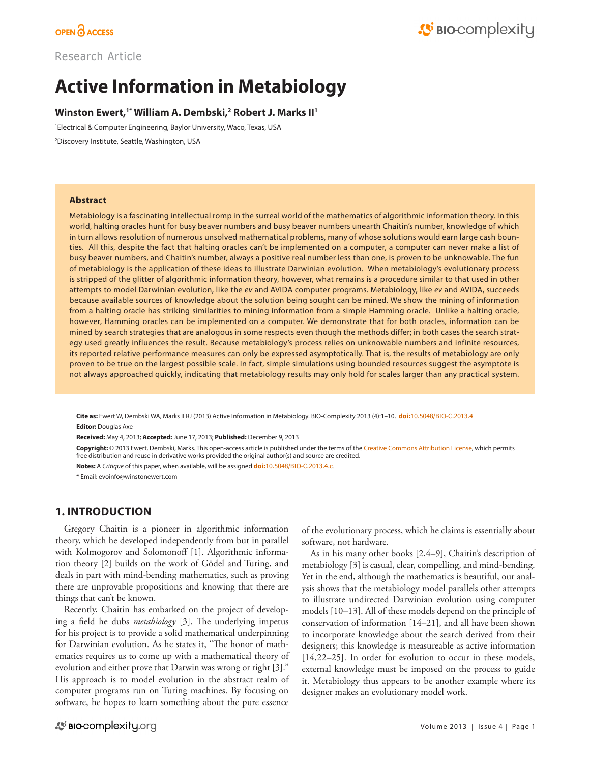Research Article

# Active Information in Metabiology

**Winston Ewert,[1*] William A. Dembski,[2] Robert J. Marks II[1]**

[1]Electrical & Computer Engineering, Baylor University, Waco, Texas, USA

[2]Discovery Institute, Seattle, Washington, USA

### Abstract

Metabiology is a fascinating intellectual romp in the surreal world of the mathematics of algorithmic information theory. In this world, halting oracles hunt for busy beaver numbers and busy beaver numbers unearth Chaitin's number, knowledge of which in turn allows resolution of numerous unsolved mathematical problems, many of whose solutions would earn large cash bounties. All this, despite the fact that halting oracles can't be implemented on a computer, a computer can never make a list of busy beaver numbers, and Chaitin's number, always a positive real number less than one, is proven to be unknowable. The fun of metabiology is the application of these ideas to illustrate Darwinian evolution. When metabiology's evolutionary process is stripped of the glitter of algorithmic information theory, however, what remains is a procedure similar to that used in other attempts to model Darwinian evolution, like the *ev* and AVIDA computer programs. Metabiology, like *ev* and AVIDA, succeeds because available sources of knowledge about the solution being sought can be mined. We show the mining of information from a halting oracle has striking similarities to mining information from a simple Hamming oracle. Unlike a halting oracle, however, Hamming oracles can be implemented on a computer. We demonstrate that for both oracles, information can be mined by search strategies that are analogous in some respects even though the methods differ; in both cases the search strategy used greatly influences the result. Because metabiology's process relies on unknowable numbers and infinite resources, its reported relative performance measures can only be expressed asymptotically. That is, the results of metabiology are only proven to be true on the largest possible scale. In fact, simple simulations using bounded resources suggest the asymptote is not always approached quickly, indicating that metabiology results may only hold for scales larger than any practical system.

**Cite as:** Ewert W, Dembski WA, Marks II RJ (2013) Active Information in Metabiology. BIO-Complexity 2013 (4):1–10. **doi:**10.5048/BIO-C.2013.4

**Editor:** Douglas Axe

**Received:** May 4, 2013; **Accepted:** June 17, 2013; **Published:** December 9, 2013

**Copyright:** © 2013 Ewert, Dembski, Marks. This open-access article is published under the terms of the Creative Commons Attribution License, which permits free distribution and reuse in derivative works provided the original author(s) and source are credited.

**Notes:** A *Critique* of this paper, when available, will be assigned **doi:**10.5048/BIO-C.2013.4.c.

\* Email: evoinfo@winstonewert.com

## 1. INTRODUCTION

Gregory Chaitin is a pioneer in algorithmic information theory, which he developed independently from but in parallel with Kolmogorov and Solomonoff [1]. Algorithmic information theory [2] builds on the work of Gödel and Turing, and deals in part with mind-bending mathematics, such as proving there are unprovable propositions and knowing that there are things that can't be known.

Recently, Chaitin has embarked on the project of developing a field he dubs *metabiology* [3]. The underlying impetus for his project is to provide a solid mathematical underpinning for Darwinian evolution. As he states it, "The honor of mathematics requires us to come up with a mathematical theory of evolution and either prove that Darwin was wrong or right [3]." His approach is to model evolution in the abstract realm of computer programs run on Turing machines. By focusing on software, he hopes to learn something about the pure essence of the evolutionary process, which he claims is essentially about software, not hardware.

As in his many other books [2,4–9], Chaitin's description of metabiology [3] is casual, clear, compelling, and mind-bending. Yet in the end, although the mathematics is beautiful, our analysis shows that the metabiology model parallels other attempts to illustrate undirected Darwinian evolution using computer models [10–13]. All of these models depend on the principle of conservation of information [14–21], and all have been shown to incorporate knowledge about the search derived from their designers; this knowledge is measureable as active information [14,22–25]. In order for evolution to occur in these models, external knowledge must be imposed on the process to guide it. Metabiology thus appears to be another example where its designer makes an evolutionary model work.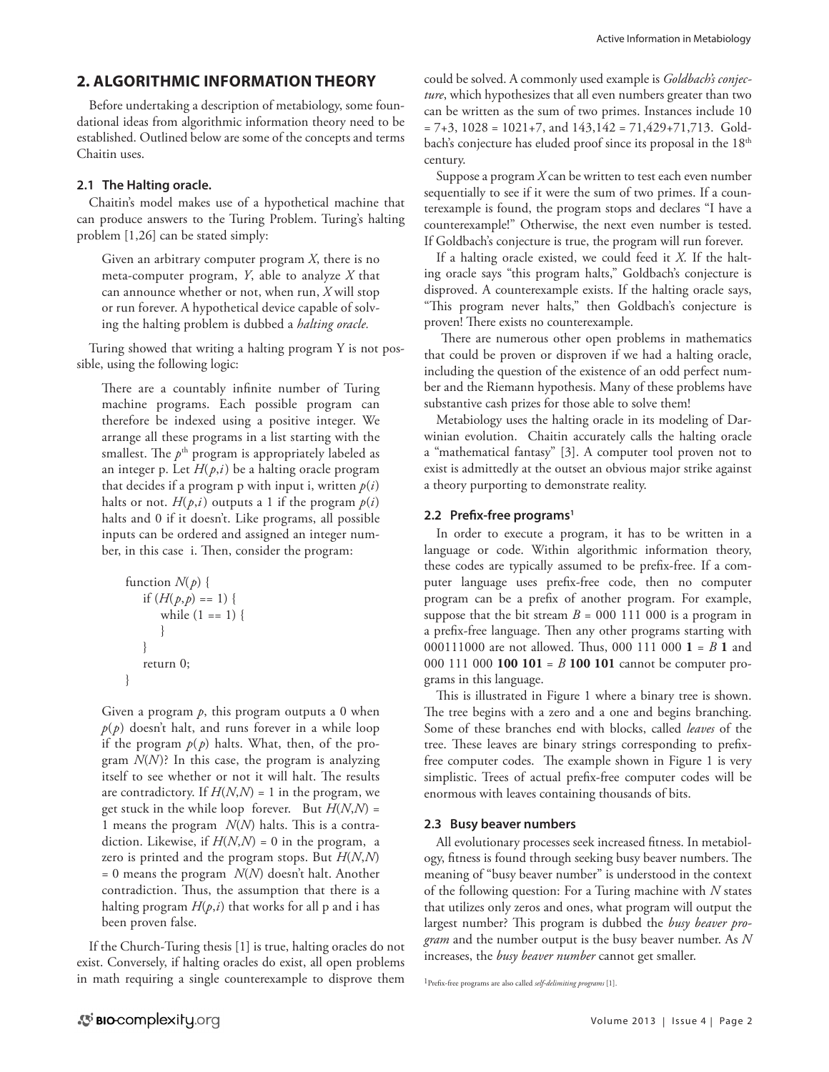## 2. ALGORITHMIC INFORMATION THEORY

Before undertaking a description of metabiology, some foundational ideas from algorithmic information theory need to be established. Outlined below are some of the concepts and terms Chaitin uses.

### 2.1 The Halting oracle.

Chaitin's model makes use of a hypothetical machine that can produce answers to the Turing Problem. Turing's halting problem [1,26] can be stated simply:

> Given an arbitrary computer program *X*, there is no meta-computer program, *Y*, able to analyze *X* that can announce whether or not, when run, *X* will stop or run forever. A hypothetical device capable of solving the halting problem is dubbed a *halting oracle.*

Turing showed that writing a halting program Y is not possible, using the following logic:

> There are a countably infinite number of Turing machine programs. Each possible program can therefore be indexed using a positive integer. We arrange all these programs in a list starting with the smallest. The $p^{\text{th}}$ program is appropriately labeled as an integer p. Let $H(p,i)$ be a halting oracle program that decides if a program p with input i, written $p(i)$ halts or not. $H(p,i)$ outputs a 1 if the program $p(i)$ halts and 0 if it doesn't. Like programs, all possible inputs can be ordered and assigned an integer number, in this case i. Then, consider the program:
>
> ```
> function N(p) {
>     if (H(p,p) == 1) {
>         while (1 == 1) {
>         }
>     }
>     return 0;
> }
> ```
>
> Given a program *p*, this program outputs a 0 when $p(p)$ doesn't halt, and runs forever in a while loop if the program $p(p)$ halts. What, then, of the program $N(N)$? In this case, the program is analyzing itself to see whether or not it will halt. The results are contradictory. If $H(N,N) = 1$ in the program, we get stuck in the while loop forever. But $H(N,N) = 1$ means the program $N(N)$ halts. This is a contradiction. Likewise, if $H(N,N) = 0$ in the program, a zero is printed and the program stops. But $H(N,N) = 0$ means the program $N(N)$ doesn't halt. Another contradiction. Thus, the assumption that there is a halting program $H(p,i)$ that works for all p and i has been proven false.

If the Church-Turing thesis [1] is true, halting oracles do not exist. Conversely, if halting oracles do exist, all open problems in math requiring a single counterexample to disprove them could be solved. A commonly used example is *Goldbach's conjecture*, which hypothesizes that all even numbers greater than two can be written as the sum of two primes. Instances include 10 = 7+3, 1028 = 1021+7, and 143,142 = 71,429+71,713. Goldbach's conjecture has eluded proof since its proposal in the 18th century.

Suppose a program *X* can be written to test each even number sequentially to see if it were the sum of two primes. If a counterexample is found, the program stops and declares "I have a counterexample!" Otherwise, the next even number is tested. If Goldbach's conjecture is true, the program will run forever.

If a halting oracle existed, we could feed it *X*. If the halting oracle says "this program halts," Goldbach's conjecture is disproved. A counterexample exists. If the halting oracle says, "This program never halts," then Goldbach's conjecture is proven! There exists no counterexample.

There are numerous other open problems in mathematics that could be proven or disproven if we had a halting oracle, including the question of the existence of an odd perfect number and the Riemann hypothesis. Many of these problems have substantive cash prizes for those able to solve them!

Metabiology uses the halting oracle in its modeling of Darwinian evolution. Chaitin accurately calls the halting oracle a "mathematical fantasy" [3]. A computer tool proven not to exist is admittedly at the outset an obvious major strike against a theory purporting to demonstrate reality.

### 2.2 Prefix-free programs[1]

In order to execute a program, it has to be written in a language or code. Within algorithmic information theory, these codes are typically assumed to be prefix-free. If a computer language uses prefix-free code, then no computer program can be a prefix of another program. For example, suppose that the bit stream *B* = 000 111 000 is a program in a prefix-free language. Then any other programs starting with 000111000 are not allowed. Thus, 000 111 000 **1** = *B* **1** and 000 111 000 **100 101** = *B* **100 101** cannot be computer programs in this language.

This is illustrated in Figure 1 where a binary tree is shown. The tree begins with a zero and a one and begins branching. Some of these branches end with blocks, called *leaves* of the tree. These leaves are binary strings corresponding to prefix-free computer codes. The example shown in Figure 1 is very simplistic. Trees of actual prefix-free computer codes will be enormous with leaves containing thousands of bits.

### 2.3 Busy beaver numbers

All evolutionary processes seek increased fitness. In metabiology, fitness is found through seeking busy beaver numbers. The meaning of "busy beaver number" is understood in the context of the following question: For a Turing machine with *N* states that utilizes only zeros and ones, what program will output the largest number? This program is dubbed the *busy beaver program* and the number output is the busy beaver number. As *N* increases, the *busy beaver number* cannot get smaller.

[1] Prefix-free programs are also called *self-delimiting programs* [1].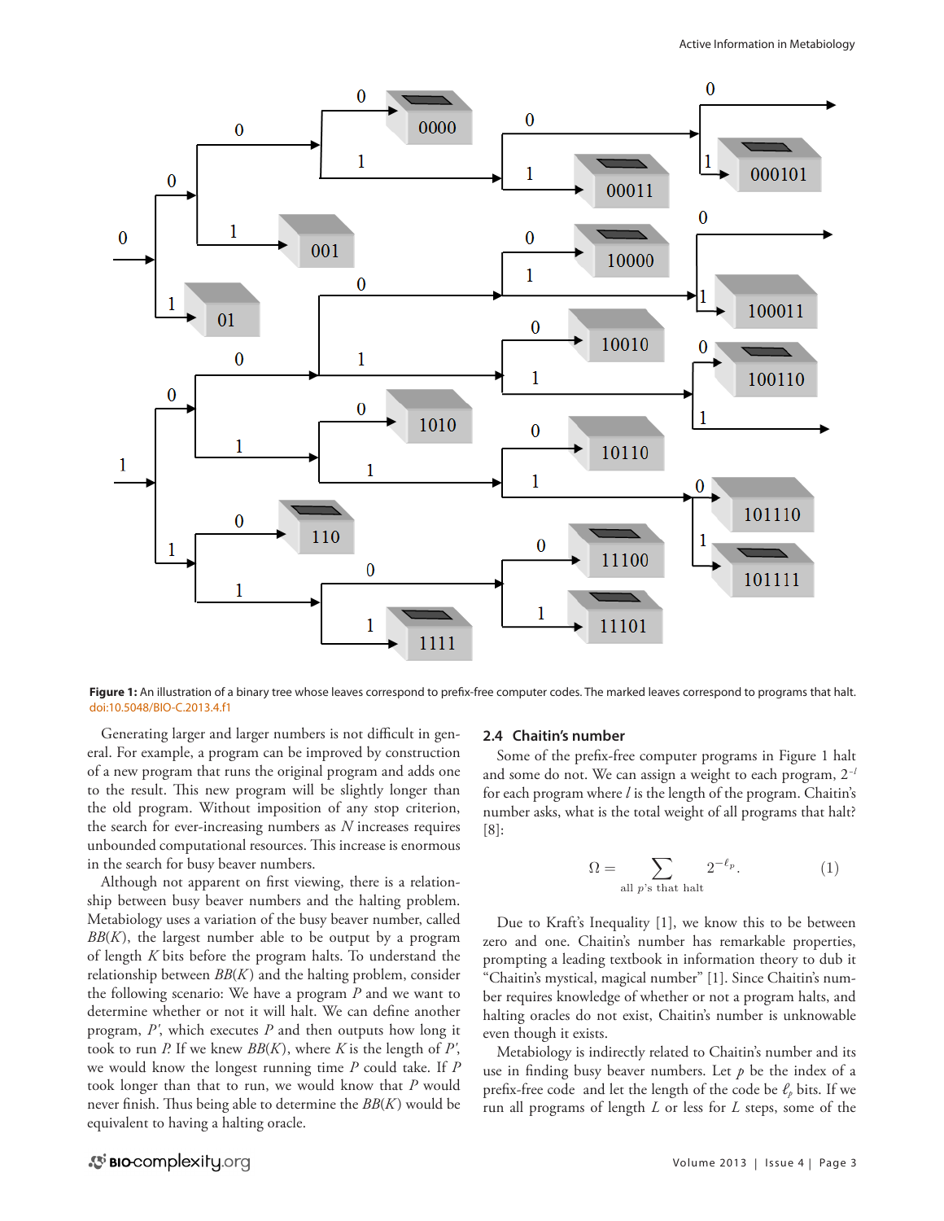**Figure 1:** An illustration of a binary tree whose leaves correspond to prefix-free computer codes. The marked leaves correspond to programs that halt. doi:10.5048/BIO-C.2013.4.f1

Generating larger and larger numbers is not difficult in general. For example, a program can be improved by construction of a new program that runs the original program and adds one to the result. This new program will be slightly longer than the old program. Without imposition of any stop criterion, the search for ever-increasing numbers as $N$ increases requires unbounded computational resources. This increase is enormous in the search for busy beaver numbers.

Although not apparent on first viewing, there is a relationship between busy beaver numbers and the halting problem. Metabiology uses a variation of the busy beaver number, called $BB(K)$, the largest number able to be output by a program of length $K$ bits before the program halts. To understand the relationship between $BB(K)$ and the halting problem, consider the following scenario: We have a program $P$ and we want to determine whether or not it will halt. We can define another program, $P'$, which executes $P$ and then outputs how long it took to run $P$. If we knew $BB(K)$, where $K$ is the length of $P'$, we would know the longest running time $P$ could take. If $P$ took longer than that to run, we would know that $P$ would never finish. Thus being able to determine the $BB(K)$ would be equivalent to having a halting oracle.

### 2.4 Chaitin's number

Some of the prefix-free computer programs in Figure 1 halt and some do not. We can assign a weight to each program, $2^{-l}$ for each program where $l$ is the length of the program. Chaitin's number asks, what is the total weight of all programs that halt? [8]:

$$\Omega = \sum_{\text{all } p\text{'s that halt}} 2^{-\ell_p}. \tag{1}$$

Due to Kraft's Inequality [1], we know this to be between zero and one. Chaitin's number has remarkable properties, prompting a leading textbook in information theory to dub it "Chaitin's mystical, magical number" [1]. Since Chaitin's number requires knowledge of whether or not a program halts, and halting oracles do not exist, Chaitin's number is unknowable even though it exists.

Metabiology is indirectly related to Chaitin's number and its use in finding busy beaver numbers. Let $p$ be the index of a prefix-free code and let the length of the code be $\ell_p$ bits. If we run all programs of length $L$ or less for $L$ steps, some of the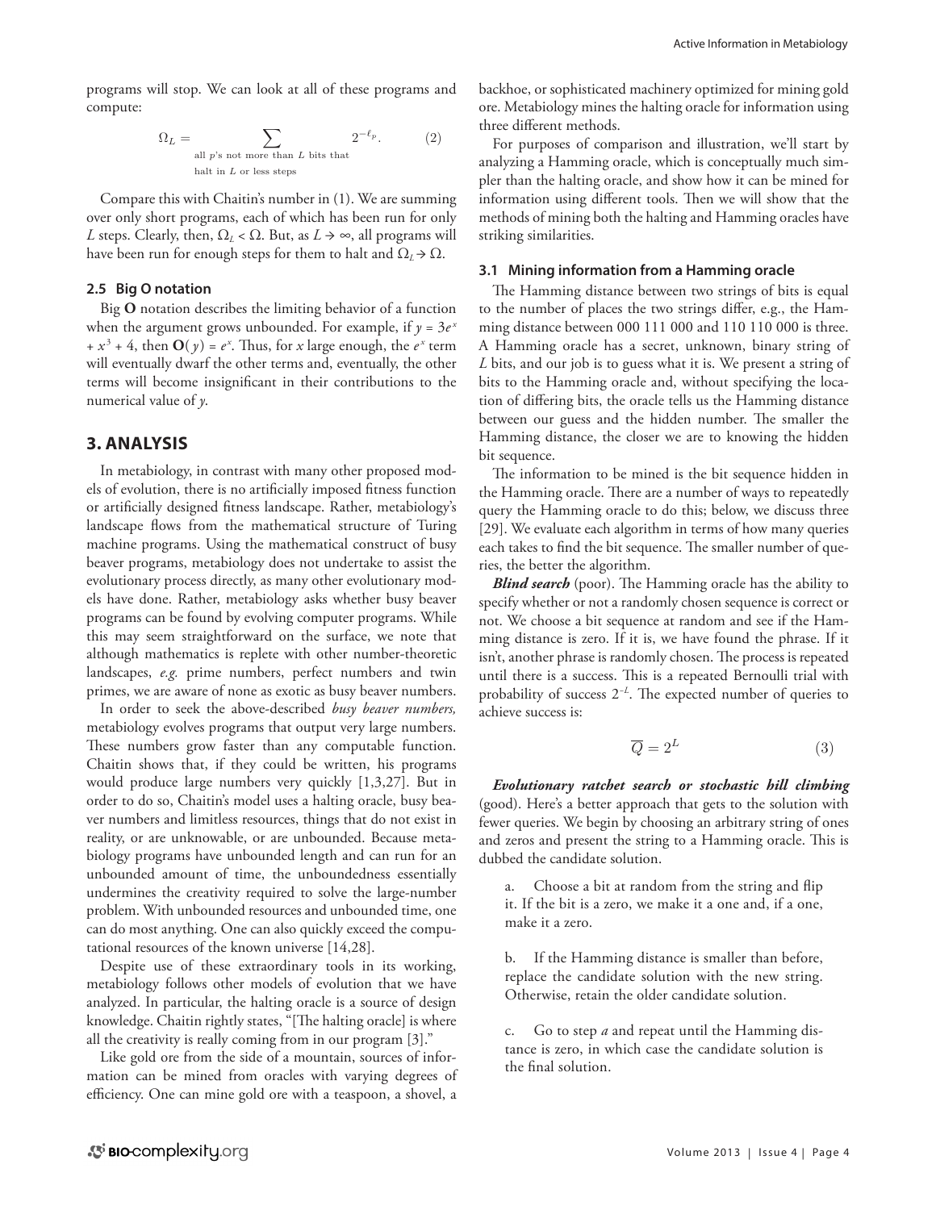programs will stop. We can look at all of these programs and compute:

$$\Omega_L = \sum_{\substack{\text{all } p\text{'s not more than } L \text{ bits that} \\ \text{halt in } L \text{ or less steps}}} 2^{-\ell_p}. \qquad (2)$$

Compare this with Chaitin's number in (1). We are summing over only short programs, each of which has been run for only $L$ steps. Clearly, then, $\Omega_L < \Omega$. But, as $L \to \infty$, all programs will have been run for enough steps for them to halt and $\Omega_L \to \Omega$.

### 2.5 Big O notation

Big **O** notation describes the limiting behavior of a function when the argument grows unbounded. For example, if $y = 3e^x + x^3 + 4$, then $\mathbf{O}(y) = e^x$. Thus, for $x$ large enough, the $e^x$ term will eventually dwarf the other terms and, eventually, the other terms will become insignificant in their contributions to the numerical value of $y$.

## 3. ANALYSIS

In metabiology, in contrast with many other proposed models of evolution, there is no artificially imposed fitness function or artificially designed fitness landscape. Rather, metabiology's landscape flows from the mathematical structure of Turing machine programs. Using the mathematical construct of busy beaver programs, metabiology does not undertake to assist the evolutionary process directly, as many other evolutionary models have done. Rather, metabiology asks whether busy beaver programs can be found by evolving computer programs. While this may seem straightforward on the surface, we note that although mathematics is replete with other number-theoretic landscapes, *e.g.* prime numbers, perfect numbers and twin primes, we are aware of none as exotic as busy beaver numbers.

In order to seek the above-described *busy beaver numbers,* metabiology evolves programs that output very large numbers. These numbers grow faster than any computable function. Chaitin shows that, if they could be written, his programs would produce large numbers very quickly [1,3,27]. But in order to do so, Chaitin's model uses a halting oracle, busy beaver numbers and limitless resources, things that do not exist in reality, or are unknowable, or are unbounded. Because metabiology programs have unbounded length and can run for an unbounded amount of time, the unboundedness essentially undermines the creativity required to solve the large-number problem. With unbounded resources and unbounded time, one can do most anything. One can also quickly exceed the computational resources of the known universe [14,28].

Despite use of these extraordinary tools in its working, metabiology follows other models of evolution that we have analyzed. In particular, the halting oracle is a source of design knowledge. Chaitin rightly states, "[The halting oracle] is where all the creativity is really coming from in our program [3]."

Like gold ore from the side of a mountain, sources of information can be mined from oracles with varying degrees of efficiency. One can mine gold ore with a teaspoon, a shovel, a backhoe, or sophisticated machinery optimized for mining gold ore. Metabiology mines the halting oracle for information using three different methods.

For purposes of comparison and illustration, we'll start by analyzing a Hamming oracle, which is conceptually much simpler than the halting oracle, and show how it can be mined for information using different tools. Then we will show that the methods of mining both the halting and Hamming oracles have striking similarities.

### 3.1 Mining information from a Hamming oracle

The Hamming distance between two strings of bits is equal to the number of places the two strings differ, e.g., the Hamming distance between 000 111 000 and 110 110 000 is three. A Hamming oracle has a secret, unknown, binary string of $L$ bits, and our job is to guess what it is. We present a string of bits to the Hamming oracle and, without specifying the location of differing bits, the oracle tells us the Hamming distance between our guess and the hidden number. The smaller the Hamming distance, the closer we are to knowing the hidden bit sequence.

The information to be mined is the bit sequence hidden in the Hamming oracle. There are a number of ways to repeatedly query the Hamming oracle to do this; below, we discuss three [29]. We evaluate each algorithm in terms of how many queries each takes to find the bit sequence. The smaller number of queries, the better the algorithm.

***Blind search*** (poor). The Hamming oracle has the ability to specify whether or not a randomly chosen sequence is correct or not. We choose a bit sequence at random and see if the Hamming distance is zero. If it is, we have found the phrase. If it isn't, another phrase is randomly chosen. The process is repeated until there is a success. This is a repeated Bernoulli trial with probability of success $2^{-L}$. The expected number of queries to achieve success is:

$$\overline{Q} = 2^L \qquad (3)$$

***Evolutionary ratchet search or stochastic hill climbing*** (good). Here's a better approach that gets to the solution with fewer queries. We begin by choosing an arbitrary string of ones and zeros and present the string to a Hamming oracle. This is dubbed the candidate solution.

a. Choose a bit at random from the string and flip it. If the bit is a zero, we make it a one and, if a one, make it a zero.

b. If the Hamming distance is smaller than before, replace the candidate solution with the new string. Otherwise, retain the older candidate solution.

c. Go to step *a* and repeat until the Hamming distance is zero, in which case the candidate solution is the final solution.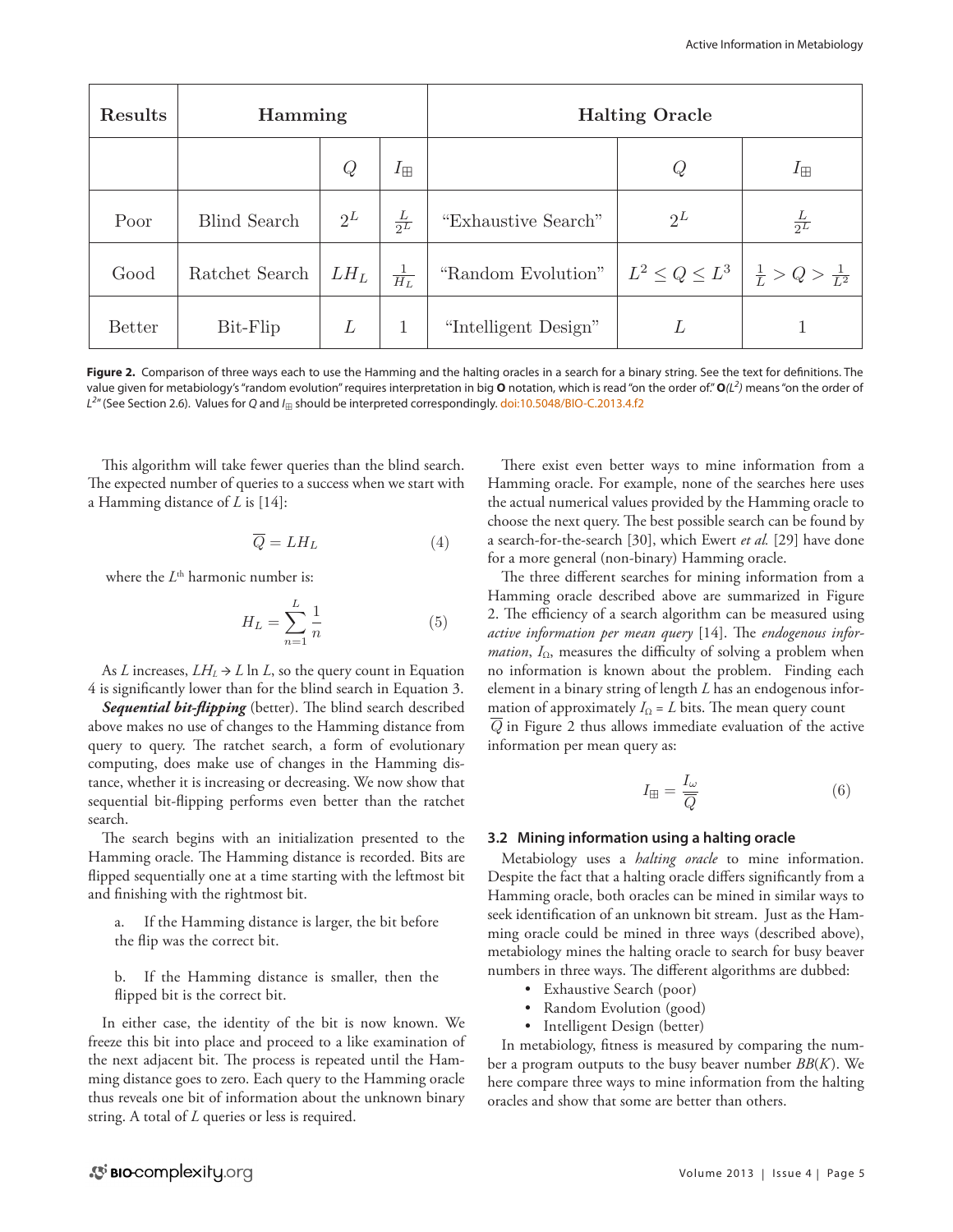| Results | Hamming | | | Halting Oracle | | |
|---|---|---|---|---|---|---|
| | | $Q$ | $I_{\boxplus}$ | | $Q$ | $I_{\boxplus}$ |
| Poor | Blind Search | $2^L$ | $\frac{L}{2^L}$ | "Exhaustive Search" | $2^L$ | $\frac{L}{2^L}$ |
| Good | Ratchet Search | $LH_L$ | $\frac{1}{H_L}$ | "Random Evolution" | $L^2 \leq Q \leq L^3$ | $\frac{1}{L} > Q > \frac{1}{L^2}$ |
| Better | Bit-Flip | $L$ | 1 | "Intelligent Design" | $L$ | 1 |

**Figure 2.** Comparison of three ways each to use the Hamming and the halting oracles in a search for a binary string. See the text for definitions. The value given for metabiology's "random evolution" requires interpretation in big **O** notation, which is read "on the order of." **O**$(L^2)$ means "on the order of $L^2$" (See Section 2.6). Values for $Q$ and $I_{\boxplus}$ should be interpreted correspondingly. doi:10.5048/BIO-C.2013.4.f2

This algorithm will take fewer queries than the blind search. The expected number of queries to a success when we start with a Hamming distance of $L$ is [14]:

$$\overline{Q} = LH_L \tag{4}$$

where the $L^{\text{th}}$ harmonic number is:

$$H_L = \sum_{n=1}^{L} \frac{1}{n} \tag{5}$$

As $L$ increases, $LH_L \to L \ln L$, so the query count in Equation 4 is significantly lower than for the blind search in Equation 3.

***Sequential bit-flipping*** (better). The blind search described above makes no use of changes to the Hamming distance from query to query. The ratchet search, a form of evolutionary computing, does make use of changes in the Hamming distance, whether it is increasing or decreasing. We now show that sequential bit-flipping performs even better than the ratchet search.

The search begins with an initialization presented to the Hamming oracle. The Hamming distance is recorded. Bits are flipped sequentially one at a time starting with the leftmost bit and finishing with the rightmost bit.

a. If the Hamming distance is larger, the bit before the flip was the correct bit.

b. If the Hamming distance is smaller, then the flipped bit is the correct bit.

In either case, the identity of the bit is now known. We freeze this bit into place and proceed to a like examination of the next adjacent bit. The process is repeated until the Hamming distance goes to zero. Each query to the Hamming oracle thus reveals one bit of information about the unknown binary string. A total of $L$ queries or less is required.

There exist even better ways to mine information from a Hamming oracle. For example, none of the searches here uses the actual numerical values provided by the Hamming oracle to choose the next query. The best possible search can be found by a search-for-the-search [30], which Ewert *et al.* [29] have done for a more general (non-binary) Hamming oracle.

The three different searches for mining information from a Hamming oracle described above are summarized in Figure 2. The efficiency of a search algorithm can be measured using *active information per mean query* [14]. The *endogenous information*, $I_\Omega$, measures the difficulty of solving a problem when no information is known about the problem. Finding each element in a binary string of length $L$ has an endogenous information of approximately $I_\Omega = L$ bits. The mean query count $\overline{Q}$ in Figure 2 thus allows immediate evaluation of the active information per mean query as:

$$I_{\boxplus} = \frac{I_\omega}{\overline{Q}} \tag{6}$$

### 3.2 Mining information using a halting oracle

Metabiology uses a *halting oracle* to mine information. Despite the fact that a halting oracle differs significantly from a Hamming oracle, both oracles can be mined in similar ways to seek identification of an unknown bit stream. Just as the Hamming oracle could be mined in three ways (described above), metabiology mines the halting oracle to search for busy beaver numbers in three ways. The different algorithms are dubbed:

- Exhaustive Search (poor)
- Random Evolution (good)
- Intelligent Design (better)

In metabiology, fitness is measured by comparing the number a program outputs to the busy beaver number $BB(K)$. We here compare three ways to mine information from the halting oracles and show that some are better than others.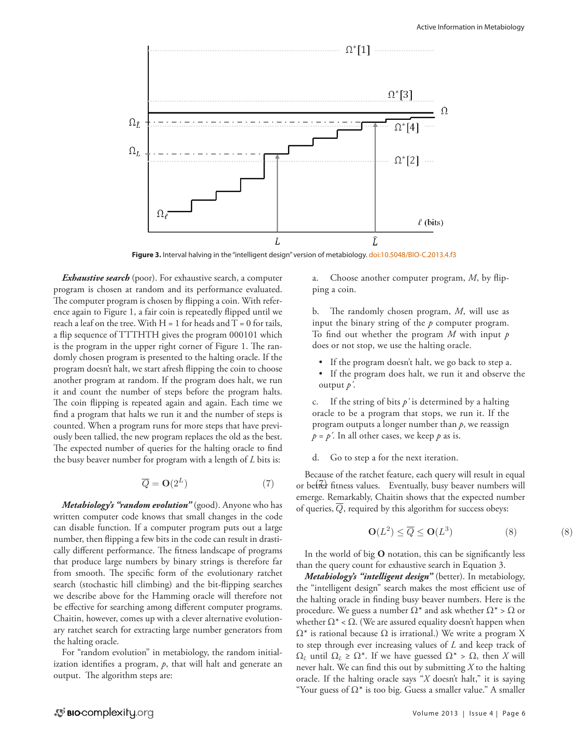**Figure 3.** Interval halving in the "intelligent design" version of metabiology. doi:10.5048/BIO-C.2013.4.f3

***Exhaustive search*** (poor). For exhaustive search, a computer program is chosen at random and its performance evaluated. The computer program is chosen by flipping a coin. With reference again to Figure 1, a fair coin is repeatedly flipped until we reach a leaf on the tree. With H = 1 for heads and T = 0 for tails, a flip sequence of TTTHTH gives the program 000101 which is the program in the upper right corner of Figure 1. The randomly chosen program is presented to the halting oracle. If the program doesn't halt, we start afresh flipping the coin to choose another program at random. If the program does halt, we run it and count the number of steps before the program halts. The coin flipping is repeated again and again. Each time we find a program that halts we run it and the number of steps is counted. When a program runs for more steps that have previously been tallied, the new program replaces the old as the best. The expected number of queries for the halting oracle to find the busy beaver number for program with a length of $L$ bits is:

$$\overline{Q} = \mathbf{O}(2^L) \tag{7}$$

***Metabiology's "random evolution"*** (good). Anyone who has written computer code knows that small changes in the code can disable function. If a computer program puts out a large number, then flipping a few bits in the code can result in drastically different performance. The fitness landscape of programs that produce large numbers by binary strings is therefore far from smooth. The specific form of the evolutionary ratchet search (stochastic hill climbing) and the bit-flipping searches we describe above for the Hamming oracle will therefore not be effective for searching among different computer programs. Chaitin, however, comes up with a clever alternative evolutionary ratchet search for extracting large number generators from the halting oracle.

For "random evolution" in metabiology, the random initialization identifies a program, $p$, that will halt and generate an output. The algorithm steps are:

a. Choose another computer program, $M$, by flipping a coin.

b. The randomly chosen program, $M$, will use as input the binary string of the $p$ computer program. To find out whether the program $M$ with input $p$ does or not stop, we use the halting oracle.

- If the program doesn't halt, we go back to step a.
- If the program does halt, we run it and observe the output $p'$.

c. If the string of bits $p'$ is determined by a halting oracle to be a program that stops, we run it. If the program outputs a longer number than $p$, we reassign $p = p'$. In all other cases, we keep $p$ as is.

d. Go to step a for the next iteration.

Because of the ratchet feature, each query will result in equal or better fitness values. Eventually, busy beaver numbers will emerge. Remarkably, Chaitin shows that the expected number of queries, $\overline{Q}$, required by this algorithm for success obeys:

$$\mathbf{O}(L^2) \leq \overline{Q} \leq \mathbf{O}(L^3) \tag{8}$$

In the world of big **O** notation, this can be significantly less than the query count for exhaustive search in Equation 3.

***Metabiology's "intelligent design"*** (better). In metabiology, the "intelligent design" search makes the most efficient use of the halting oracle in finding busy beaver numbers. Here is the procedure. We guess a number $\Omega^*$ and ask whether $\Omega^* > \Omega$ or whether $\Omega^* < \Omega$. (We are assured equality doesn't happen when $\Omega^*$ is rational because $\Omega$ is irrational.) We write a program X to step through ever increasing values of $L$ and keep track of $\Omega_L$ until $\Omega_L \geq \Omega^*$. If we have guessed $\Omega^* > \Omega$, then $X$ will never halt. We can find this out by submitting $X$ to the halting oracle. If the halting oracle says "$X$ doesn't halt," it is saying "Your guess of $\Omega^*$ is too big. Guess a smaller value." A smaller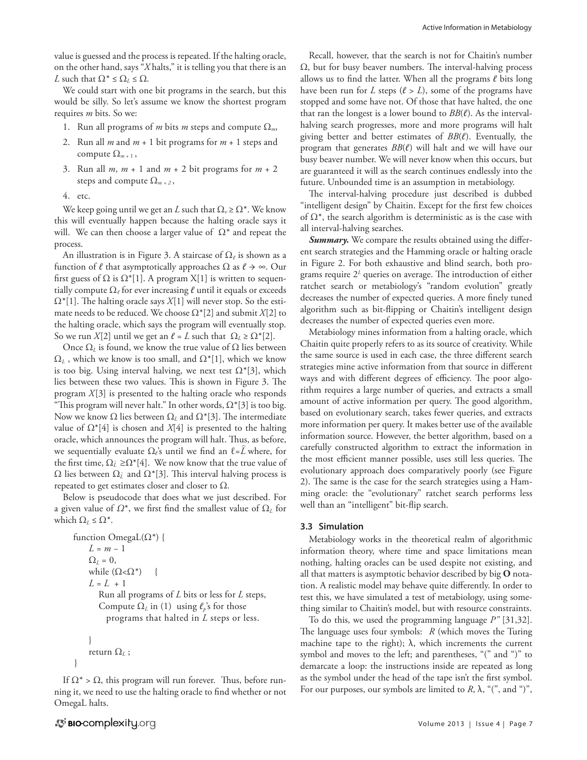value is guessed and the process is repeated. If the halting oracle, on the other hand, says "*X* halts," it is telling you that there is an $L$ such that $\Omega^* \leq \Omega_L \leq \Omega$.

We could start with one bit programs in the search, but this would be silly. So let's assume we know the shortest program requires $m$ bits. So we:

1. Run all programs of $m$ bits $m$ steps and compute $\Omega_m$,
2. Run all $m$ and $m + 1$ bit programs for $m + 1$ steps and compute $\Omega_{m+1}$,
3. Run all $m$, $m + 1$ and $m + 2$ bit programs for $m + 2$ steps and compute $\Omega_{m+2}$,
4. etc.

We keep going until we get an $L$ such that $\Omega_v \geq \Omega^*$. We know this will eventually happen because the halting oracle says it will. We can then choose a larger value of $\Omega^*$ and repeat the process.

An illustration is in Figure 3. A staircase of $\Omega_\ell$ is shown as a function of $\ell$ that asymptotically approaches $\Omega$ as $\ell \to \infty$. Our first guess of $\Omega$ is $\Omega^*[1]$. A program X[1] is written to sequentially compute $\Omega_\ell$ for ever increasing $\ell$ until it equals or exceeds $\Omega^*[1]$. The halting oracle says $X[1]$ will never stop. So the estimate needs to be reduced. We choose $\Omega^*[2]$ and submit $X[2]$ to the halting oracle, which says the program will eventually stop. So we run $X[2]$ until we get an $\ell = L$ such that $\Omega_L \geq \Omega^*[2]$.

Once $\Omega_L$ is found, we know the true value of $\Omega$ lies between $\Omega_L$, which we know is too small, and $\Omega^*[1]$, which we know is too big. Using interval halving, we next test $\Omega^*[3]$, which lies between these two values. This is shown in Figure 3. The program $X[3]$ is presented to the halting oracle who responds "This program will never halt." In other words, $\Omega^*[3]$ is too big. Now we know $\Omega$ lies between $\Omega_L$ and $\Omega^*[3]$. The intermediate value of $\Omega^*[4]$ is chosen and $X[4]$ is presented to the halting oracle, which announces the program will halt. Thus, as before, we sequentially evaluate $\Omega_\ell$'s until we find an $\ell = \hat{L}$ where, for the first time, $\Omega_{\hat{L}} \geq \Omega^*[4]$. We now know that the true value of $\Omega$ lies between $\Omega_{\hat{L}}$ and $\Omega^*[3]$. This interval halving process is repeated to get estimates closer and closer to $\Omega$.

Below is pseudocode that does what we just described. For a given value of $\Omega^*$, we first find the smallest value of $\Omega_L$ for which $\Omega_L \leq \Omega^*$.

```
function OmegaL(Ω*) {
    L = m − 1
    Ω_L = 0,
    while (Ω<Ω*)     {
    L = L + 1
        Run all programs of L bits or less for L steps,
        Compute Ω_L in (1) using ℓ_p's for those
            programs that halted in L steps or less.

    }
    return Ω_L ;
}
```

If $\Omega^* > \Omega$, this program will run forever. Thus, before running it, we need to use the halting oracle to find whether or not OmegaL halts.

Recall, however, that the search is not for Chaitin's number $\Omega$, but for busy beaver numbers. The interval-halving process allows us to find the latter. When all the programs $\ell$ bits long have been run for $L$ steps ($\ell > L$), some of the programs have stopped and some have not. Of those that have halted, the one that ran the longest is a lower bound to $BB(\ell)$. As the interval-halving search progresses, more and more programs will halt giving better and better estimates of $BB(\ell)$. Eventually, the program that generates $BB(\ell)$ will halt and we will have our busy beaver number. We will never know when this occurs, but are guaranteed it will as the search continues endlessly into the future. Unbounded time is an assumption in metabiology.

The interval-halving procedure just described is dubbed "intelligent design" by Chaitin. Except for the first few choices of $\Omega^*$, the search algorithm is deterministic as is the case with all interval-halving searches.

***Summary.*** We compare the results obtained using the different search strategies and the Hamming oracle or halting oracle in Figure 2. For both exhaustive and blind search, both programs require $2^L$ queries on average. The introduction of either ratchet search or metabiology's "random evolution" greatly decreases the number of expected queries. A more finely tuned algorithm such as bit-flipping or Chaitin's intelligent design decreases the number of expected queries even more.

Metabiology mines information from a halting oracle, which Chaitin quite properly refers to as its source of creativity. While the same source is used in each case, the three different search strategies mine active information from that source in different ways and with different degrees of efficiency. The poor algorithm requires a large number of queries, and extracts a small amount of active information per query. The good algorithm, based on evolutionary search, takes fewer queries, and extracts more information per query. It makes better use of the available information source. However, the better algorithm, based on a carefully constructed algorithm to extract the information in the most efficient manner possible, uses still less queries. The evolutionary approach does comparatively poorly (see Figure 2). The same is the case for the search strategies using a Hamming oracle: the "evolutionary" ratchet search performs less well than an "intelligent" bit-flip search.

### 3.3 Simulation

Metabiology works in the theoretical realm of algorithmic information theory, where time and space limitations mean nothing, halting oracles can be used despite not existing, and all that matters is asymptotic behavior described by big **O** notation. A realistic model may behave quite differently. In order to test this, we have simulated a test of metabiology, using something similar to Chaitin's model, but with resource constraints.

To do this, we used the programming language $P''$ [31,32]. The language uses four symbols: $R$ (which moves the Turing machine tape to the right); $\lambda$, which increments the current symbol and moves to the left; and parentheses, "(" and ")" to demarcate a loop: the instructions inside are repeated as long as the symbol under the head of the tape isn't the first symbol. For our purposes, our symbols are limited to $R$, $\lambda$, "(", and ")",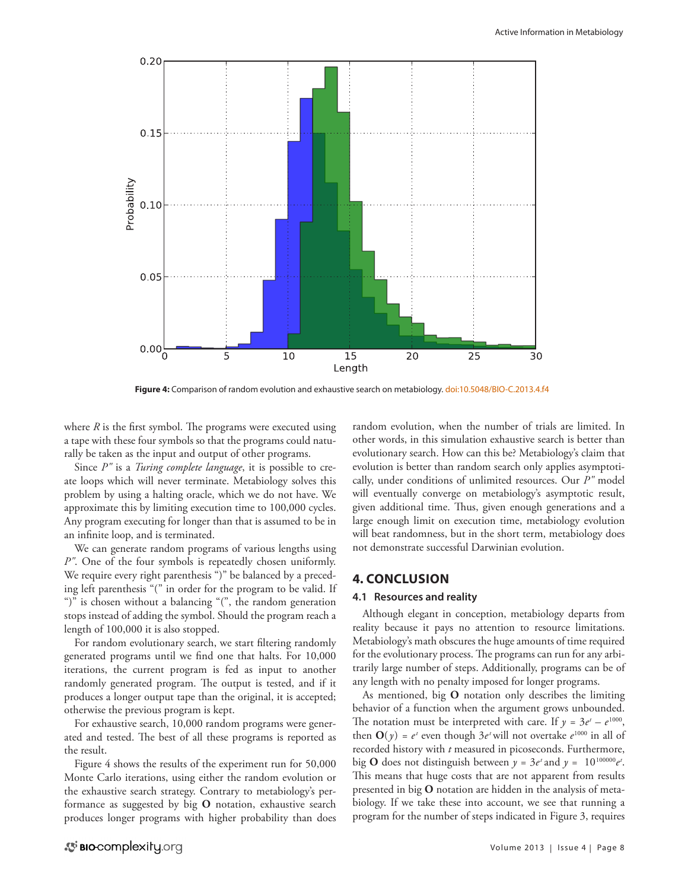**Figure 4:** Comparison of random evolution and exhaustive search on metabiology. doi:10.5048/BIO-C.2013.4.f4

where $R$ is the first symbol. The programs were executed using a tape with these four symbols so that the programs could naturally be taken as the input and output of other programs.

Since $P''$ is a *Turing complete language*, it is possible to create loops which will never terminate. Metabiology solves this problem by using a halting oracle, which we do not have. We approximate this by limiting execution time to 100,000 cycles. Any program executing for longer than that is assumed to be in an infinite loop, and is terminated.

We can generate random programs of various lengths using $P''$. One of the four symbols is repeatedly chosen uniformly. We require every right parenthesis ")" be balanced by a preceding left parenthesis "(" in order for the program to be valid. If ")" is chosen without a balancing "(", the random generation stops instead of adding the symbol. Should the program reach a length of 100,000 it is also stopped.

For random evolutionary search, we start filtering randomly generated programs until we find one that halts. For 10,000 iterations, the current program is fed as input to another randomly generated program. The output is tested, and if it produces a longer output tape than the original, it is accepted; otherwise the previous program is kept.

For exhaustive search, 10,000 random programs were generated and tested. The best of all these programs is reported as the result.

Figure 4 shows the results of the experiment run for 50,000 Monte Carlo iterations, using either the random evolution or the exhaustive search strategy. Contrary to metabiology's performance as suggested by big **O** notation, exhaustive search produces longer programs with higher probability than does random evolution, when the number of trials are limited. In other words, in this simulation exhaustive search is better than evolutionary search. How can this be? Metabiology's claim that evolution is better than random search only applies asymptotically, under conditions of unlimited resources. Our $P''$ model will eventually converge on metabiology's asymptotic result, given additional time. Thus, given enough generations and a large enough limit on execution time, metabiology evolution will beat randomness, but in the short term, metabiology does not demonstrate successful Darwinian evolution.

## 4. CONCLUSION

### 4.1 Resources and reality

Although elegant in conception, metabiology departs from reality because it pays no attention to resource limitations. Metabiology's math obscures the huge amounts of time required for the evolutionary process. The programs can run for any arbitrarily large number of steps. Additionally, programs can be of any length with no penalty imposed for longer programs.

As mentioned, big **O** notation only describes the limiting behavior of a function when the argument grows unbounded. The notation must be interpreted with care. If $y = 3e^t - e^{1000}$, then $\mathbf{O}(y) = e^t$ even though $3e^t$ will not overtake $e^{1000}$ in all of recorded history with $t$ measured in picoseconds. Furthermore, big **O** does not distinguish between $y = 3e^t$ and $y = 10^{100000}e^t$. This means that huge costs that are not apparent from results presented in big **O** notation are hidden in the analysis of metabiology. If we take these into account, we see that running a program for the number of steps indicated in Figure 3, requires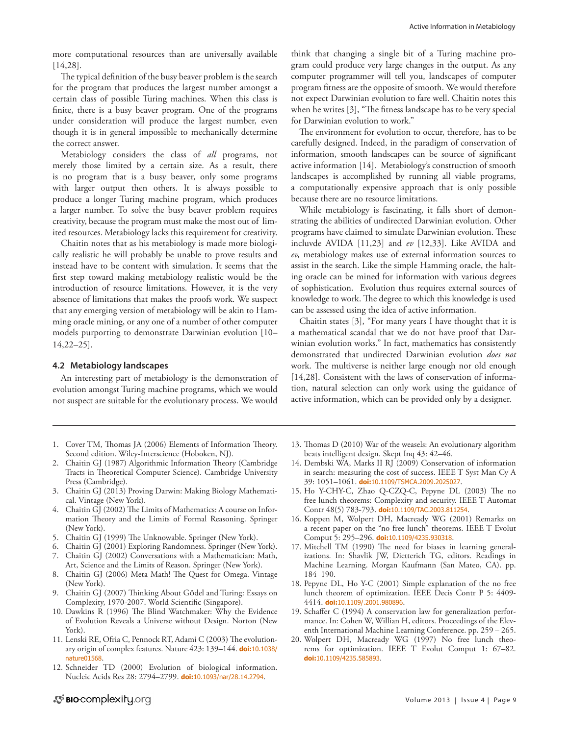more computational resources than are universally available [14,28].

The typical definition of the busy beaver problem is the search for the program that produces the largest number amongst a certain class of possible Turing machines. When this class is finite, there is a busy beaver program. One of the programs under consideration will produce the largest number, even though it is in general impossible to mechanically determine the correct answer.

Metabiology considers the class of *all* programs, not merely those limited by a certain size. As a result, there is no program that is a busy beaver, only some programs with larger output then others. It is always possible to produce a longer Turing machine program, which produces a larger number. To solve the busy beaver problem requires creativity, because the program must make the most out of limited resources. Metabiology lacks this requirement for creativity.

Chaitin notes that as his metabiology is made more biologically realistic he will probably be unable to prove results and instead have to be content with simulation. It seems that the first step toward making metabiology realistic would be the introduction of resource limitations. However, it is the very absence of limitations that makes the proofs work. We suspect that any emerging version of metabiology will be akin to Hamming oracle mining, or any one of a number of other computer models purporting to demonstrate Darwinian evolution [10–14,22–25].

### 4.2 Metabiology landscapes

An interesting part of metabiology is the demonstration of evolution amongst Turing machine programs, which we would not suspect are suitable for the evolutionary process. We would think that changing a single bit of a Turing machine program could produce very large changes in the output. As any computer programmer will tell you, landscapes of computer program fitness are the opposite of smooth. We would therefore not expect Darwinian evolution to fare well. Chaitin notes this when he writes [3], "The fitness landscape has to be very special for Darwinian evolution to work."

The environment for evolution to occur, therefore, has to be carefully designed. Indeed, in the paradigm of conservation of information, smooth landscapes can be source of significant active information [14]. Metabiology's construction of smooth landscapes is accomplished by running all viable programs, a computationally expensive approach that is only possible because there are no resource limitations.

While metabiology is fascinating, it falls short of demonstrating the abilities of undirected Darwinian evolution. Other programs have claimed to simulate Darwinian evolution. These incluvde AVIDA [11,23] and *ev* [12,33]. Like AVIDA and *ev,* metabiology makes use of external information sources to assist in the search. Like the simple Hamming oracle, the halting oracle can be mined for information with various degrees of sophistication. Evolution thus requires external sources of knowledge to work. The degree to which this knowledge is used can be assessed using the idea of active information.

Chaitin states [3], "For many years I have thought that it is a mathematical scandal that we do not have proof that Darwinian evolution works." In fact, mathematics has consistently demonstrated that undirected Darwinian evolution *does not* work. The multiverse is neither large enough nor old enough [14,28]. Consistent with the laws of conservation of information, natural selection can only work using the guidance of active information, which can be provided only by a designer.

---

1. Cover TM, Thomas JA (2006) Elements of Information Theory. Second edition. Wiley-Interscience (Hoboken, NJ).
2. Chaitin GJ (1987) Algorithmic Information Theory (Cambridge Tracts in Theoretical Computer Science). Cambridge University Press (Cambridge).
3. Chaitin GJ (2013) Proving Darwin: Making Biology Mathematical. Vintage (New York).
4. Chaitin GJ (2002) The Limits of Mathematics: A course on Information Theory and the Limits of Formal Reasoning. Springer (New York).
5. Chaitin GJ (1999) The Unknowable. Springer (New York).
6. Chaitin GJ (2001) Exploring Randomness. Springer (New York).
7. Chaitin GJ (2002) Conversations with a Mathematician: Math, Art, Science and the Limits of Reason. Springer (New York).
8. Chaitin GJ (2006) Meta Math! The Quest for Omega. Vintage (New York).
9. Chaitin GJ (2007) Thinking About Gödel and Turing: Essays on Complexity, 1970-2007. World Scientific (Singapore).
10. Dawkins R (1996) The Blind Watchmaker: Why the Evidence of Evolution Reveals a Universe without Design. Norton (New York).
11. Lenski RE, Ofria C, Pennock RT, Adami C (2003) The evolutionary origin of complex features. Nature 423: 139–144. **doi:**10.1038/nature01568.
12. Schneider TD (2000) Evolution of biological information. Nucleic Acids Res 28: 2794–2799. **doi:**10.1093/nar/28.14.2794.
13. Thomas D (2010) War of the weasels: An evolutionary algorithm beats intelligent design. Skept Inq 43: 42–46.
14. Dembski WA, Marks II RJ (2009) Conservation of information in search: measuring the cost of success. IEEE T Syst Man Cy A 39: 1051–1061. **doi:**10.1109/TSMCA.2009.2025027.
15. Ho Y-CHY-C, Zhao Q-CZQ-C, Pepyne DL (2003) The no free lunch theorems: Complexity and security. IEEE T Automat Contr 48(5) 783-793. **doi:**10.1109/TAC.2003.811254.
16. Koppen M, Wolpert DH, Macready WG (2001) Remarks on a recent paper on the "no free lunch" theorems. IEEE T Evolut Comput 5: 295–296. **doi:**10.1109/4235.930318.
17. Mitchell TM (1990) The need for biases in learning generalizations. In: Shavlik JW, Dietterich TG, editors. Readings in Machine Learning. Morgan Kaufmann (San Mateo, CA). pp. 184–190.
18. Pepyne DL, Ho Y-C (2001) Simple explanation of the no free lunch theorem of optimization. IEEE Decis Contr P 5: 4409-4414. **doi:**10.1109/.2001.980896.
19. Schaffer C (1994) A conservation law for generalization performance. In: Cohen W, Willian H, editors. Proceedings of the Eleventh International Machine Learning Conference. pp. 259 – 265.
20. Wolpert DH, Macready WG (1997) No free lunch theorems for optimization. IEEE T Evolut Comput 1: 67–82. **doi:**10.1109/4235.585893.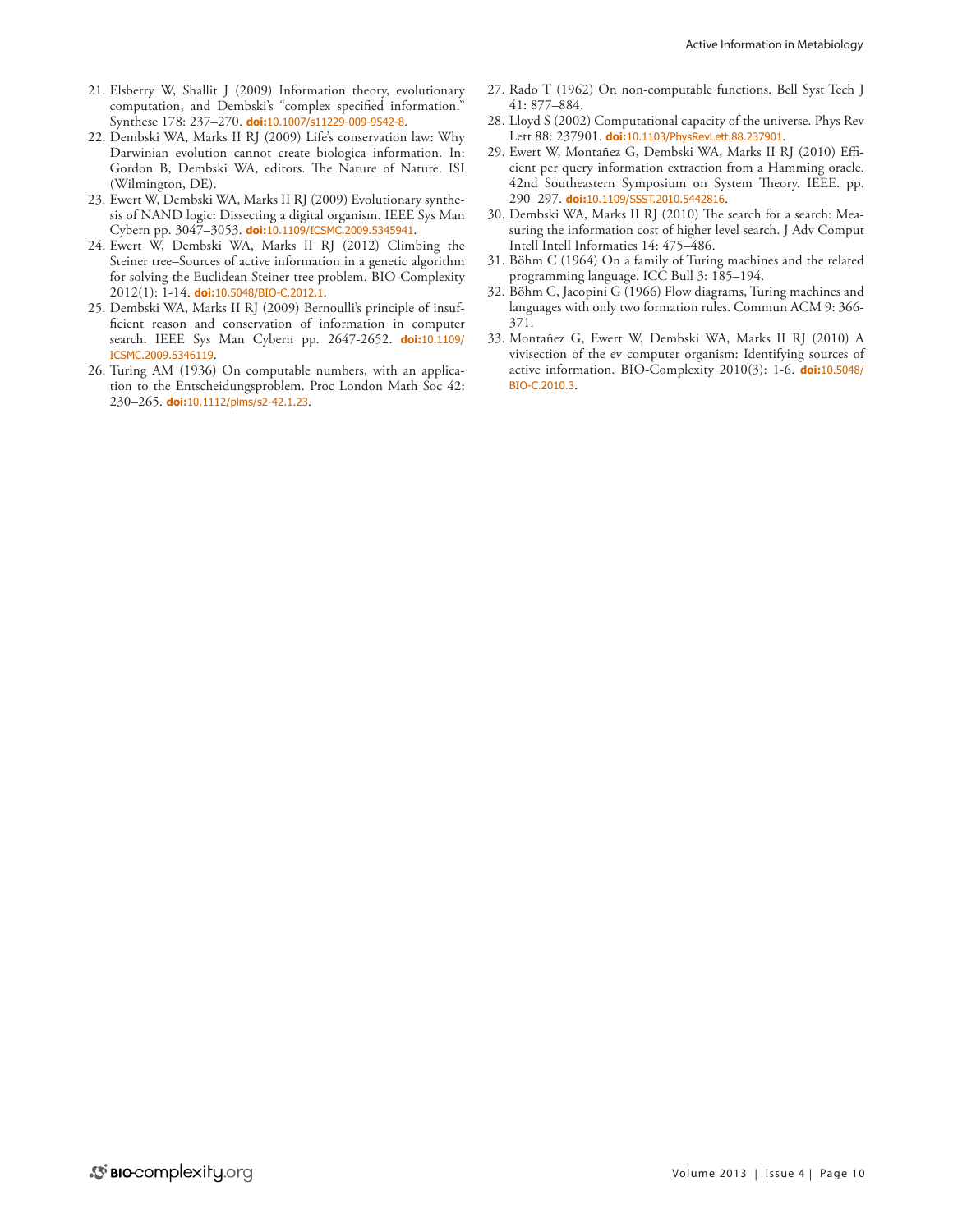21. Elsberry W, Shallit J (2009) Information theory, evolutionary computation, and Dembski's "complex specified information." Synthese 178: 237–270. doi:10.1007/s11229-009-9542-8.
22. Dembski WA, Marks II RJ (2009) Life's conservation law: Why Darwinian evolution cannot create biologica information. In: Gordon B, Dembski WA, editors. The Nature of Nature. ISI (Wilmington, DE).
23. Ewert W, Dembski WA, Marks II RJ (2009) Evolutionary synthesis of NAND logic: Dissecting a digital organism. IEEE Sys Man Cybern pp. 3047–3053. doi:10.1109/ICSMC.2009.5345941.
24. Ewert W, Dembski WA, Marks II RJ (2012) Climbing the Steiner tree–Sources of active information in a genetic algorithm for solving the Euclidean Steiner tree problem. BIO-Complexity 2012(1): 1-14. doi:10.5048/BIO-C.2012.1.
25. Dembski WA, Marks II RJ (2009) Bernoulli's principle of insufficient reason and conservation of information in computer search. IEEE Sys Man Cybern pp. 2647-2652. doi:10.1109/ICSMC.2009.5346119.
26. Turing AM (1936) On computable numbers, with an application to the Entscheidungsproblem. Proc London Math Soc 42: 230–265. doi:10.1112/plms/s2-42.1.23.
27. Rado T (1962) On non-computable functions. Bell Syst Tech J 41: 877–884.
28. Lloyd S (2002) Computational capacity of the universe. Phys Rev Lett 88: 237901. doi:10.1103/PhysRevLett.88.237901.
29. Ewert W, Montañez G, Dembski WA, Marks II RJ (2010) Efficient per query information extraction from a Hamming oracle. 42nd Southeastern Symposium on System Theory. IEEE. pp. 290–297. doi:10.1109/SSST.2010.5442816.
30. Dembski WA, Marks II RJ (2010) The search for a search: Measuring the information cost of higher level search. J Adv Comput Intell Intell Informatics 14: 475–486.
31. Böhm C (1964) On a family of Turing machines and the related programming language. ICC Bull 3: 185–194.
32. Böhm C, Jacopini G (1966) Flow diagrams, Turing machines and languages with only two formation rules. Commun ACM 9: 366-371.
33. Montañez G, Ewert W, Dembski WA, Marks II RJ (2010) A vivisection of the ev computer organism: Identifying sources of active information. BIO-Complexity 2010(3): 1-6. doi:10.5048/BIO-C.2010.3.